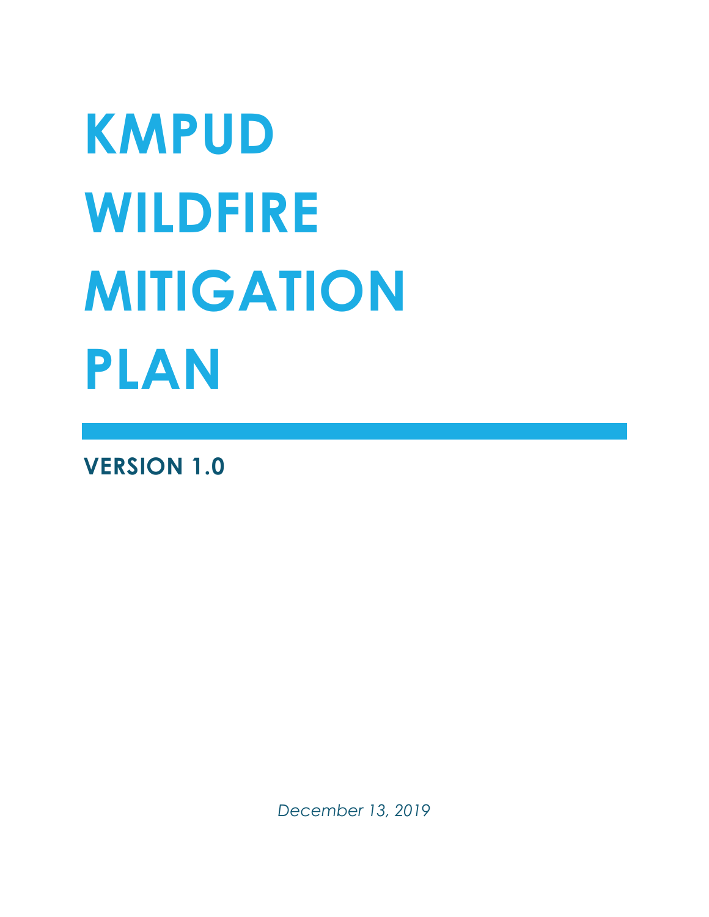# KMPUD WILDFIRE MITIGATION PLAN

## VERSION 1.0

*December 13, 2019*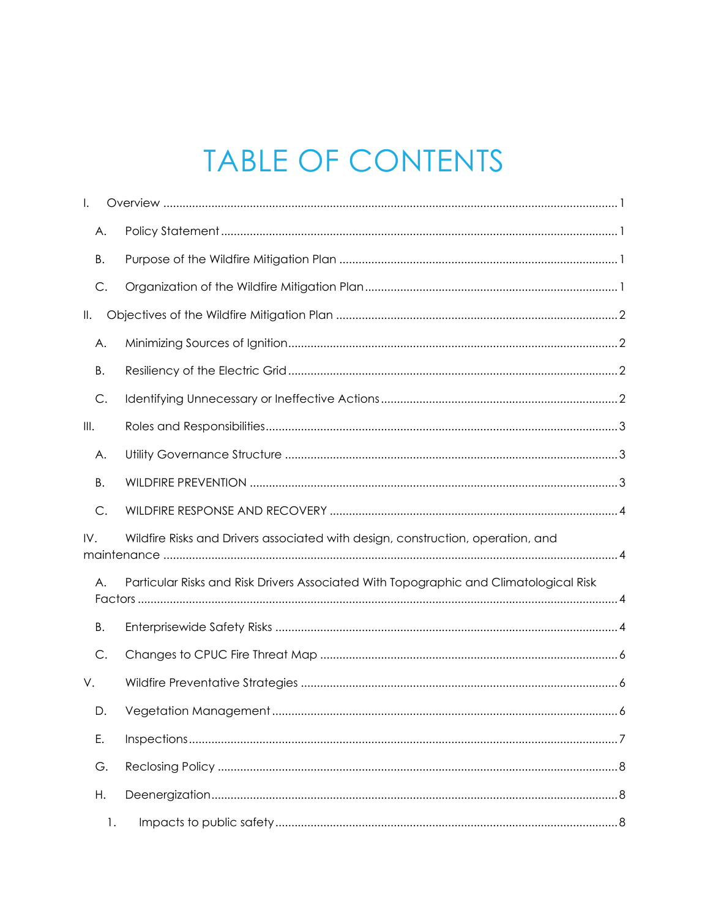# TABLE OF CONTENTS

I. Overview ..... 1

A. Policy Statement ..... 1

B. Purpose of the Wildfire Mitigation Plan ..... 1

C. Organization of the Wildfire Mitigation Plan ..... 1

II. Objectives of the Wildfire Mitigation Plan ..... 2

A. Minimizing Sources of Ignition ..... 2

B. Resiliency of the Electric Grid ..... 2

C. Identifying Unnecessary or Ineffective Actions ..... 2

III. Roles and Responsibilities ..... 3

A. Utility Governance Structure ..... 3

B. WILDFIRE PREVENTION ..... 3

C. WILDFIRE RESPONSE AND RECOVERY ..... 4

IV. Wildfire Risks and Drivers associated with design, construction, operation, and maintenance ..... 4

A. Particular Risks and Risk Drivers Associated With Topographic and Climatological Risk Factors ..... 4

B. Enterprisewide Safety Risks ..... 4

C. Changes to CPUC Fire Threat Map ..... 6

V. Wildfire Preventative Strategies ..... 6

D. Vegetation Management ..... 6

E. Inspections ..... 7

G. Reclosing Policy ..... 8

H. Deenergization ..... 8

1. Impacts to public safety ..... 8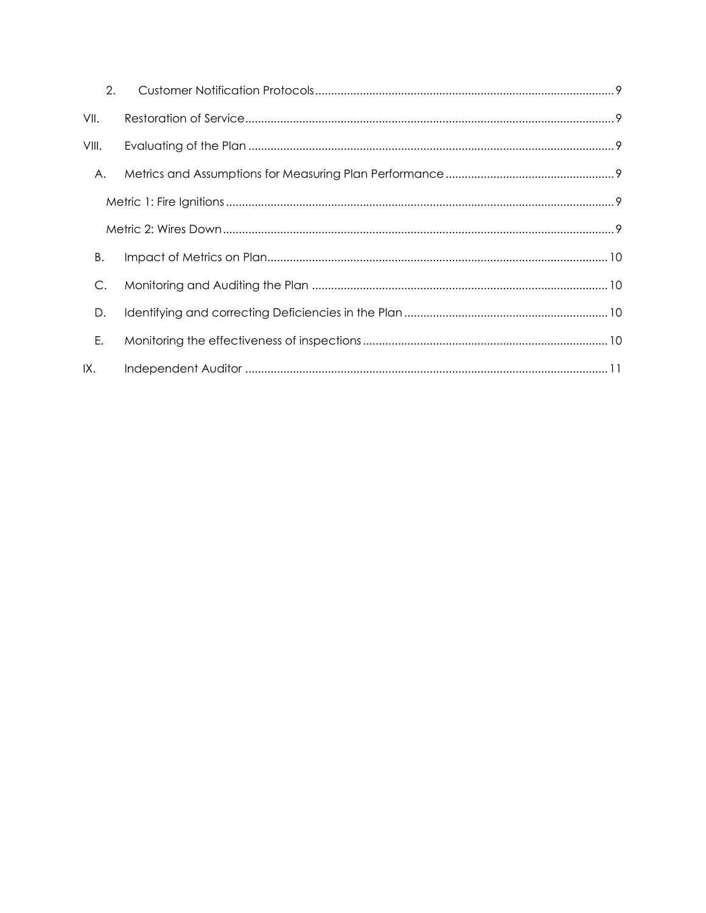2. Customer Notification Protocols ........................................................................................ 9

VII. Restoration of Service ........................................................................................................ 9

VIII. Evaluating of the Plan ......................................................................................................... 9

A. Metrics and Assumptions for Measuring Plan Performance ............................................... 9

Metric 1: Fire Ignitions ............................................................................................................... 9

Metric 2: Wires Down ................................................................................................................ 9

B. Impact of Metrics on Plan ....................................................................................................... 10

C. Monitoring and Auditing the Plan ........................................................................................ 10

D. Identifying and correcting Deficiencies in the Plan ............................................................ 10

E. Monitoring the effectiveness of inspections ........................................................................ 10

IX. Independent Auditor .......................................................................................................... 11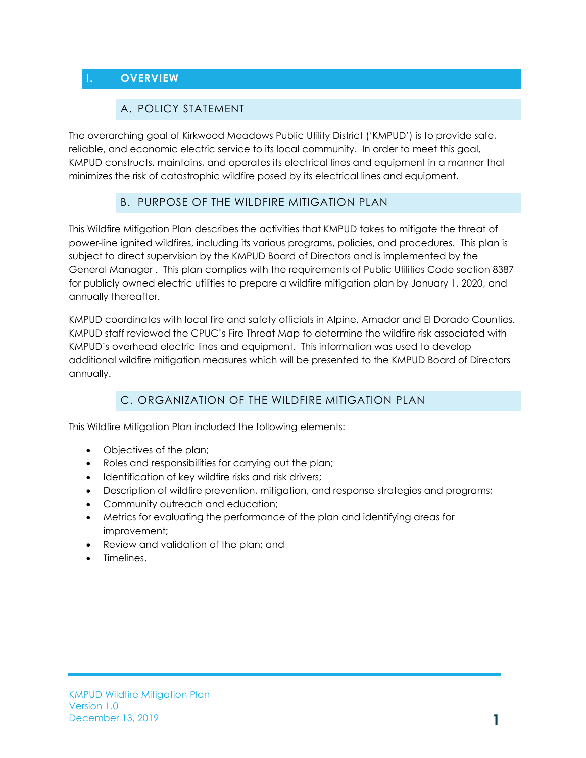# I. OVERVIEW

## A. POLICY STATEMENT

The overarching goal of Kirkwood Meadows Public Utility District ('KMPUD') is to provide safe, reliable, and economic electric service to its local community. In order to meet this goal, KMPUD constructs, maintains, and operates its electrical lines and equipment in a manner that minimizes the risk of catastrophic wildfire posed by its electrical lines and equipment.

## B. PURPOSE OF THE WILDFIRE MITIGATION PLAN

This Wildfire Mitigation Plan describes the activities that KMPUD takes to mitigate the threat of power-line ignited wildfires, including its various programs, policies, and procedures. This plan is subject to direct supervision by the KMPUD Board of Directors and is implemented by the General Manager . This plan complies with the requirements of Public Utilities Code section 8387 for publicly owned electric utilities to prepare a wildfire mitigation plan by January 1, 2020, and annually thereafter.

KMPUD coordinates with local fire and safety officials in Alpine, Amador and El Dorado Counties. KMPUD staff reviewed the CPUC's Fire Threat Map to determine the wildfire risk associated with KMPUD's overhead electric lines and equipment. This information was used to develop additional wildfire mitigation measures which will be presented to the KMPUD Board of Directors annually.

## C. ORGANIZATION OF THE WILDFIRE MITIGATION PLAN

This Wildfire Mitigation Plan included the following elements:

- Objectives of the plan;
- Roles and responsibilities for carrying out the plan;
- Identification of key wildfire risks and risk drivers;
- Description of wildfire prevention, mitigation, and response strategies and programs;
- Community outreach and education;
- Metrics for evaluating the performance of the plan and identifying areas for improvement;
- Review and validation of the plan; and
- Timelines.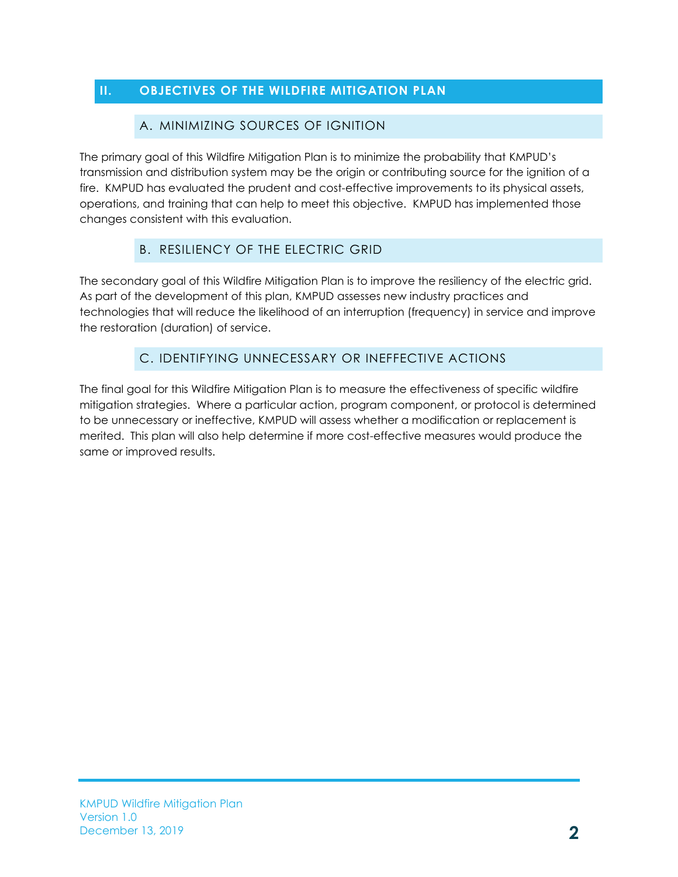## II. OBJECTIVES OF THE WILDFIRE MITIGATION PLAN

### A. MINIMIZING SOURCES OF IGNITION

The primary goal of this Wildfire Mitigation Plan is to minimize the probability that KMPUD's transmission and distribution system may be the origin or contributing source for the ignition of a fire. KMPUD has evaluated the prudent and cost-effective improvements to its physical assets, operations, and training that can help to meet this objective. KMPUD has implemented those changes consistent with this evaluation.

### B. RESILIENCY OF THE ELECTRIC GRID

The secondary goal of this Wildfire Mitigation Plan is to improve the resiliency of the electric grid. As part of the development of this plan, KMPUD assesses new industry practices and technologies that will reduce the likelihood of an interruption (frequency) in service and improve the restoration (duration) of service.

### C. IDENTIFYING UNNECESSARY OR INEFFECTIVE ACTIONS

The final goal for this Wildfire Mitigation Plan is to measure the effectiveness of specific wildfire mitigation strategies. Where a particular action, program component, or protocol is determined to be unnecessary or ineffective, KMPUD will assess whether a modification or replacement is merited. This plan will also help determine if more cost-effective measures would produce the same or improved results.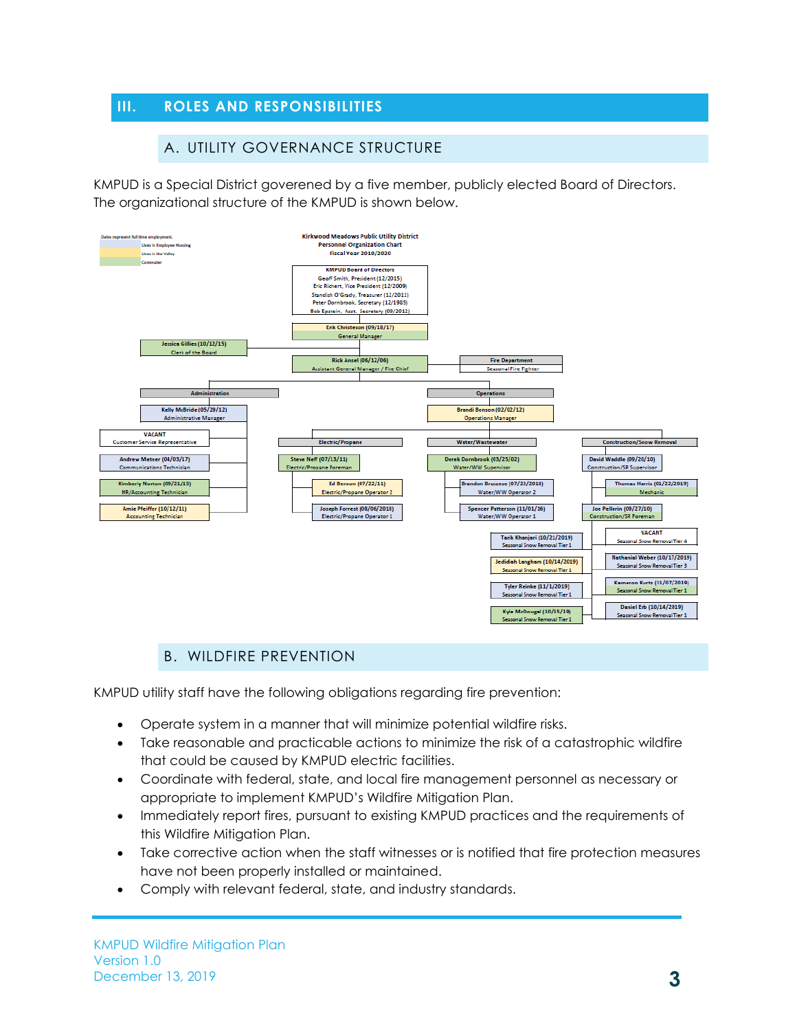## III. ROLES AND RESPONSIBILITIES

### A. UTILITY GOVERNANCE STRUCTURE

KMPUD is a Special District governed by a five member, publicly elected Board of Directors. The organizational structure of the KMPUD is shown below.

**Kirkwood Meadows Public Utility District**
**Personnel Organization Chart**
**Fiscal Year 2019/2020**

Dates represent full time employment.
- Lives in Employee Housing
- Lives in the Valley
- Commuter

**KMPUD Board of Directors**
- Geoff Smith, President (12/2015)
- Eric Richert, Vice President (12/2009)
- Standish O'Grady, Treasurer (12/2011)
- Peter Dornbrook, Secretary (12/1985)
- Bob Epstein, Asst. Secretary (09/2012)

**Erik Christeson (09/18/17)** – General Manager

- **Jessica Gillies (10/12/15)** – Clerk of the Board
- **Rick Ansel (06/12/06)** – Assistant General Manager / Fire Chief
  - **Fire Department** – Seasonal Fire Fighter

**Administration**
- **Kelly McBride (05/29/12)** – Administrative Manager
  - VACANT – Customer Service Representative
  - Andrew Meteer (04/03/17) – Communications Technician
  - Kimberly Norton (09/21/15) – HR/Accounting Technician
  - Amie Pfeiffer (10/12/11) – Accounting Technician

**Operations**
- **Brandi Benson (02/02/12)** – Operations Manager
  - **Electric/Propane**
    - Steve Neff (07/13/11) – Electric/Propane Foreman
      - Ed Benson (07/22/11) – Electric/Propane Operator 2
      - Joseph Forrest (08/06/2018) – Electric/Propane Operator 1
  - **Water/Wastewater**
    - Derek Dornbrook (03/25/02) – Water/WW Supervisor
      - Brandon Bruscese (07/23/2018) – Water/WW Operator 2
      - Spencer Patterson (11/01/16) – Water/WW Operator 1
      - Tarik Khanjari (10/21/2019) – Seasonal Snow Removal Tier 1
      - Jedidiah Langham (10/14/2019) – Seasonal Snow Removal Tier 1
      - Tyler Reinke (11/1/2019) – Seasonal Snow Removal Tier 1
      - Kyle McDougal (10/15/19) – Seasonal Snow Removal Tier 1
  - **Construction/Snow Removal**
    - David Waddle (09/20/10) – Construction/SR Supervisor
      - Thomas Harris (01/22/2019) – Mechanic
      - Joe Pellerin (09/27/10) – Construction/SR Foreman
        - VACANT – Seasonal Snow Removal Tier 4
        - Nathanial Weber (10/17/2019) – Seasonal Snow Removal Tier 3
        - Kameron Kurtz (11/07/2019) – Seasonal Snow Removal Tier 1
        - Daniel Erb (10/14/2019) – Seasonal Snow Removal Tier 1

### B. WILDFIRE PREVENTION

KMPUD utility staff have the following obligations regarding fire prevention:

- Operate system in a manner that will minimize potential wildfire risks.
- Take reasonable and practicable actions to minimize the risk of a catastrophic wildfire that could be caused by KMPUD electric facilities.
- Coordinate with federal, state, and local fire management personnel as necessary or appropriate to implement KMPUD's Wildfire Mitigation Plan.
- Immediately report fires, pursuant to existing KMPUD practices and the requirements of this Wildfire Mitigation Plan.
- Take corrective action when the staff witnesses or is notified that fire protection measures have not been properly installed or maintained.
- Comply with relevant federal, state, and industry standards.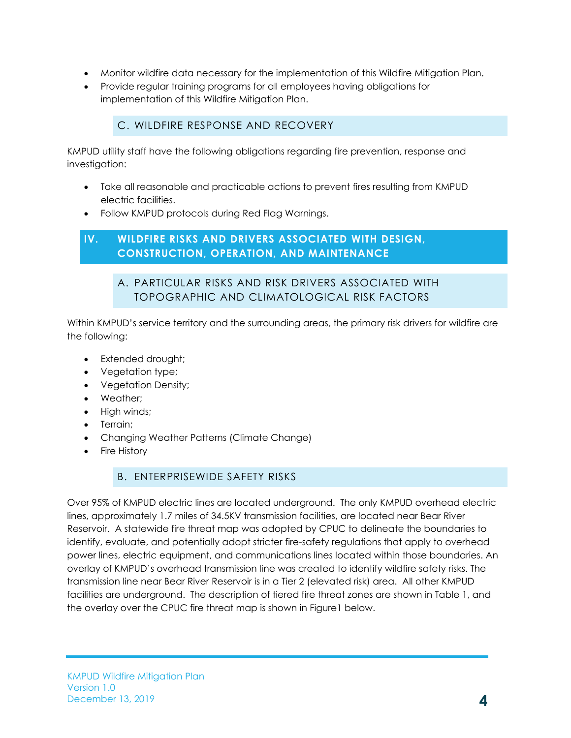- Monitor wildfire data necessary for the implementation of this Wildfire Mitigation Plan.
- Provide regular training programs for all employees having obligations for implementation of this Wildfire Mitigation Plan.

### C. WILDFIRE RESPONSE AND RECOVERY

KMPUD utility staff have the following obligations regarding fire prevention, response and investigation:

- Take all reasonable and practicable actions to prevent fires resulting from KMPUD electric facilities.
- Follow KMPUD protocols during Red Flag Warnings.

## IV. WILDFIRE RISKS AND DRIVERS ASSOCIATED WITH DESIGN, CONSTRUCTION, OPERATION, AND MAINTENANCE

### A. PARTICULAR RISKS AND RISK DRIVERS ASSOCIATED WITH TOPOGRAPHIC AND CLIMATOLOGICAL RISK FACTORS

Within KMPUD's service territory and the surrounding areas, the primary risk drivers for wildfire are the following:

- Extended drought;
- Vegetation type;
- Vegetation Density;
- Weather;
- High winds;
- Terrain;
- Changing Weather Patterns (Climate Change)
- Fire History

### B. ENTERPRISEWIDE SAFETY RISKS

Over 95% of KMPUD electric lines are located underground. The only KMPUD overhead electric lines, approximately 1.7 miles of 34.5KV transmission facilities, are located near Bear River Reservoir. A statewide fire threat map was adopted by CPUC to delineate the boundaries to identify, evaluate, and potentially adopt stricter fire-safety regulations that apply to overhead power lines, electric equipment, and communications lines located within those boundaries. An overlay of KMPUD's overhead transmission line was created to identify wildfire safety risks. The transmission line near Bear River Reservoir is in a Tier 2 (elevated risk) area. All other KMPUD facilities are underground. The description of tiered fire threat zones are shown in Table 1, and the overlay over the CPUC fire threat map is shown in Figure1 below.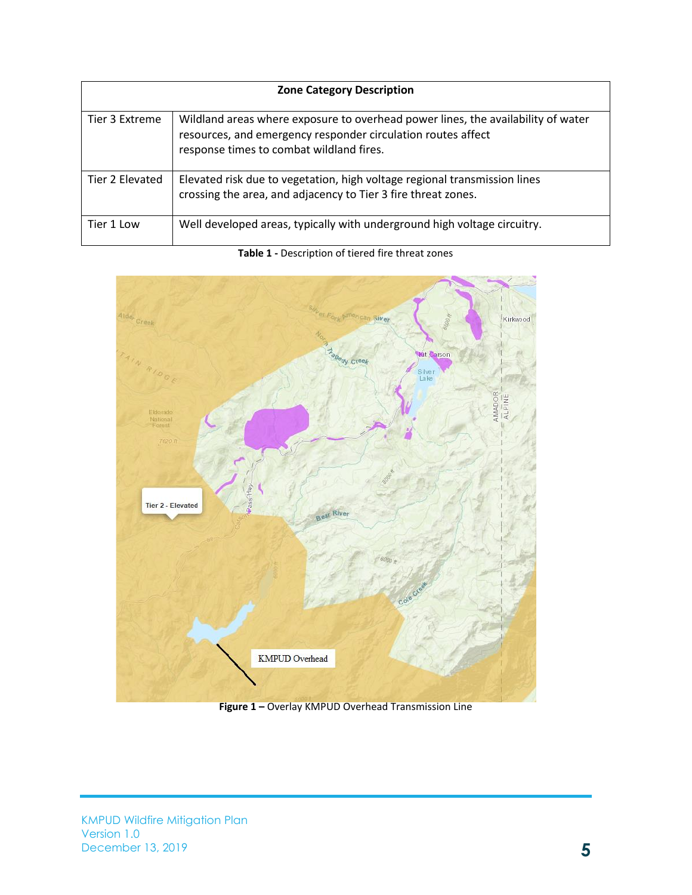| Zone Category Description | |
|---|---|
| Tier 3 Extreme | Wildland areas where exposure to overhead power lines, the availability of water resources, and emergency responder circulation routes affect response times to combat wildland fires. |
| Tier 2 Elevated | Elevated risk due to vegetation, high voltage regional transmission lines crossing the area, and adjacency to Tier 3 fire threat zones. |
| Tier 1 Low | Well developed areas, typically with underground high voltage circuitry. |

**Table 1 -** Description of tiered fire threat zones

**Figure 1 –** Overlay KMPUD Overhead Transmission Line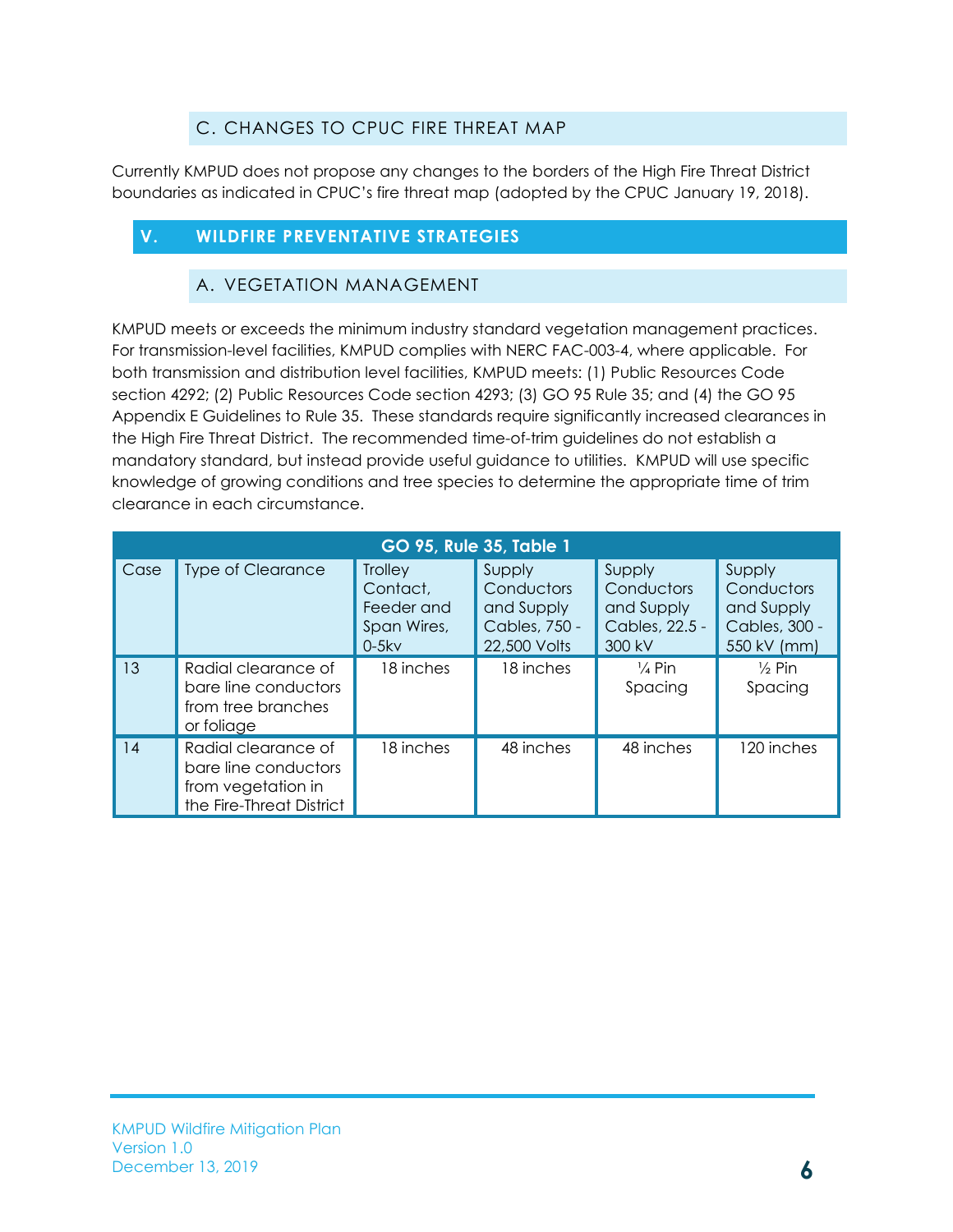### C. CHANGES TO CPUC FIRE THREAT MAP

Currently KMPUD does not propose any changes to the borders of the High Fire Threat District boundaries as indicated in CPUC's fire threat map (adopted by the CPUC January 19, 2018).

## V. WILDFIRE PREVENTATIVE STRATEGIES

### A. VEGETATION MANAGEMENT

KMPUD meets or exceeds the minimum industry standard vegetation management practices. For transmission-level facilities, KMPUD complies with NERC FAC-003-4, where applicable. For both transmission and distribution level facilities, KMPUD meets: (1) Public Resources Code section 4292; (2) Public Resources Code section 4293; (3) GO 95 Rule 35; and (4) the GO 95 Appendix E Guidelines to Rule 35. These standards require significantly increased clearances in the High Fire Threat District. The recommended time-of-trim guidelines do not establish a mandatory standard, but instead provide useful guidance to utilities. KMPUD will use specific knowledge of growing conditions and tree species to determine the appropriate time of trim clearance in each circumstance.

**GO 95, Rule 35, Table 1**

| Case | Type of Clearance | Trolley Contact, Feeder and Span Wires, 0-5kv | Supply Conductors and Supply Cables, 750 - 22,500 Volts | Supply Conductors and Supply Cables, 22.5 - 300 kV | Supply Conductors and Supply Cables, 300 - 550 kV (mm) |
|---|---|---|---|---|---|
| 13 | Radial clearance of bare line conductors from tree branches or foliage | 18 inches | 18 inches | ¼ Pin Spacing | ½ Pin Spacing |
| 14 | Radial clearance of bare line conductors from vegetation in the Fire-Threat District | 18 inches | 48 inches | 48 inches | 120 inches |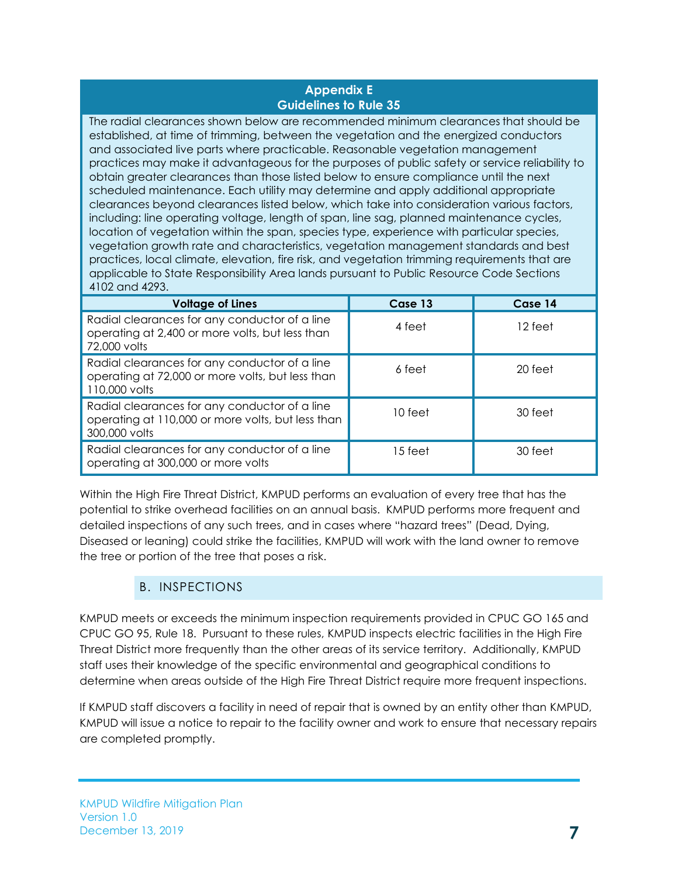**Appendix E**
**Guidelines to Rule 35**

The radial clearances shown below are recommended minimum clearances that should be established, at time of trimming, between the vegetation and the energized conductors and associated live parts where practicable. Reasonable vegetation management practices may make it advantageous for the purposes of public safety or service reliability to obtain greater clearances than those listed below to ensure compliance until the next scheduled maintenance. Each utility may determine and apply additional appropriate clearances beyond clearances listed below, which take into consideration various factors, including: line operating voltage, length of span, line sag, planned maintenance cycles, location of vegetation within the span, species type, experience with particular species, vegetation growth rate and characteristics, vegetation management standards and best practices, local climate, elevation, fire risk, and vegetation trimming requirements that are applicable to State Responsibility Area lands pursuant to Public Resource Code Sections 4102 and 4293.

| Voltage of Lines | Case 13 | Case 14 |
|---|---|---|
| Radial clearances for any conductor of a line operating at 2,400 or more volts, but less than 72,000 volts | 4 feet | 12 feet |
| Radial clearances for any conductor of a line operating at 72,000 or more volts, but less than 110,000 volts | 6 feet | 20 feet |
| Radial clearances for any conductor of a line operating at 110,000 or more volts, but less than 300,000 volts | 10 feet | 30 feet |
| Radial clearances for any conductor of a line operating at 300,000 or more volts | 15 feet | 30 feet |

Within the High Fire Threat District, KMPUD performs an evaluation of every tree that has the potential to strike overhead facilities on an annual basis. KMPUD performs more frequent and detailed inspections of any such trees, and in cases where "hazard trees" (Dead, Dying, Diseased or leaning) could strike the facilities, KMPUD will work with the land owner to remove the tree or portion of the tree that poses a risk.

## B. INSPECTIONS

KMPUD meets or exceeds the minimum inspection requirements provided in CPUC GO 165 and CPUC GO 95, Rule 18. Pursuant to these rules, KMPUD inspects electric facilities in the High Fire Threat District more frequently than the other areas of its service territory. Additionally, KMPUD staff uses their knowledge of the specific environmental and geographical conditions to determine when areas outside of the High Fire Threat District require more frequent inspections.

If KMPUD staff discovers a facility in need of repair that is owned by an entity other than KMPUD, KMPUD will issue a notice to repair to the facility owner and work to ensure that necessary repairs are completed promptly.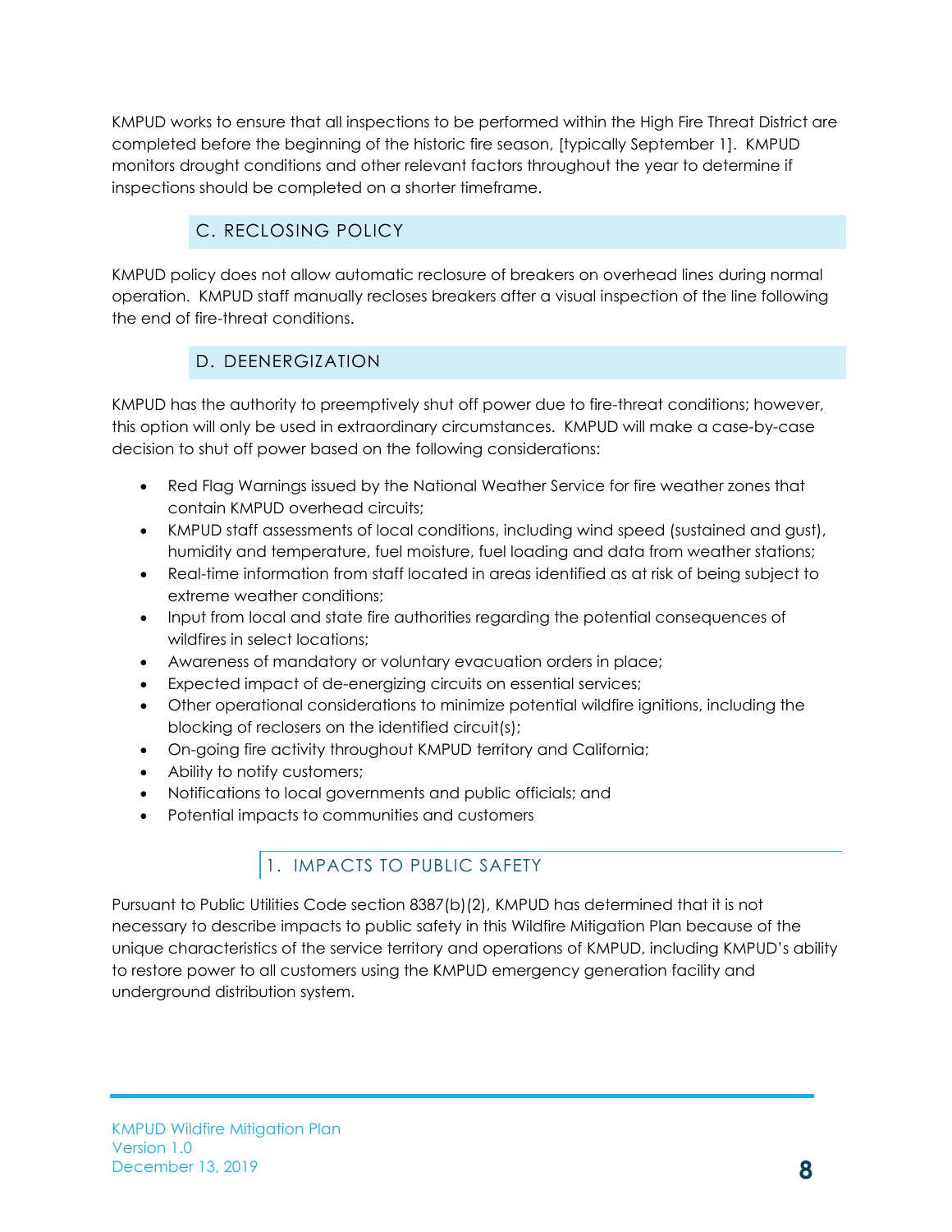KMPUD works to ensure that all inspections to be performed within the High Fire Threat District are completed before the beginning of the historic fire season, [typically September 1]. KMPUD monitors drought conditions and other relevant factors throughout the year to determine if inspections should be completed on a shorter timeframe.

## C. RECLOSING POLICY

KMPUD policy does not allow automatic reclosure of breakers on overhead lines during normal operation. KMPUD staff manually recloses breakers after a visual inspection of the line following the end of fire-threat conditions.

## D. DEENERGIZATION

KMPUD has the authority to preemptively shut off power due to fire-threat conditions; however, this option will only be used in extraordinary circumstances. KMPUD will make a case-by-case decision to shut off power based on the following considerations:

- Red Flag Warnings issued by the National Weather Service for fire weather zones that contain KMPUD overhead circuits;
- KMPUD staff assessments of local conditions, including wind speed (sustained and gust), humidity and temperature, fuel moisture, fuel loading and data from weather stations;
- Real-time information from staff located in areas identified as at risk of being subject to extreme weather conditions;
- Input from local and state fire authorities regarding the potential consequences of wildfires in select locations;
- Awareness of mandatory or voluntary evacuation orders in place;
- Expected impact of de-energizing circuits on essential services;
- Other operational considerations to minimize potential wildfire ignitions, including the blocking of reclosers on the identified circuit(s);
- On-going fire activity throughout KMPUD territory and California;
- Ability to notify customers;
- Notifications to local governments and public officials; and
- Potential impacts to communities and customers

### 1. IMPACTS TO PUBLIC SAFETY

Pursuant to Public Utilities Code section 8387(b)(2), KMPUD has determined that it is not necessary to describe impacts to public safety in this Wildfire Mitigation Plan because of the unique characteristics of the service territory and operations of KMPUD, including KMPUD's ability to restore power to all customers using the KMPUD emergency generation facility and underground distribution system.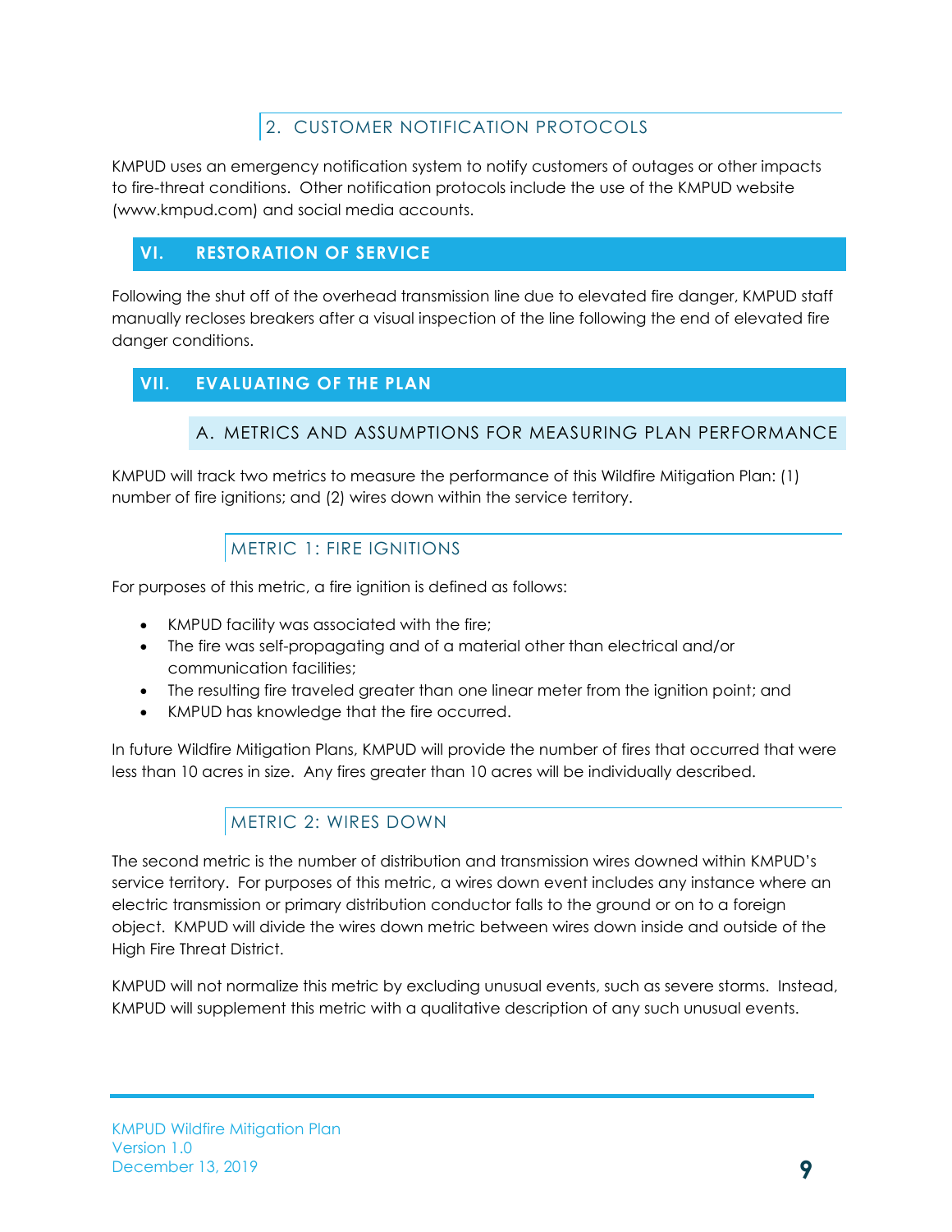### 2. CUSTOMER NOTIFICATION PROTOCOLS

KMPUD uses an emergency notification system to notify customers of outages or other impacts to fire-threat conditions. Other notification protocols include the use of the KMPUD website (www.kmpud.com) and social media accounts.

## VI. RESTORATION OF SERVICE

Following the shut off of the overhead transmission line due to elevated fire danger, KMPUD staff manually recloses breakers after a visual inspection of the line following the end of elevated fire danger conditions.

## VII. EVALUATING OF THE PLAN

### A. METRICS AND ASSUMPTIONS FOR MEASURING PLAN PERFORMANCE

KMPUD will track two metrics to measure the performance of this Wildfire Mitigation Plan: (1) number of fire ignitions; and (2) wires down within the service territory.

#### METRIC 1: FIRE IGNITIONS

For purposes of this metric, a fire ignition is defined as follows:

- KMPUD facility was associated with the fire;
- The fire was self-propagating and of a material other than electrical and/or communication facilities;
- The resulting fire traveled greater than one linear meter from the ignition point; and
- KMPUD has knowledge that the fire occurred.

In future Wildfire Mitigation Plans, KMPUD will provide the number of fires that occurred that were less than 10 acres in size. Any fires greater than 10 acres will be individually described.

#### METRIC 2: WIRES DOWN

The second metric is the number of distribution and transmission wires downed within KMPUD's service territory. For purposes of this metric, a wires down event includes any instance where an electric transmission or primary distribution conductor falls to the ground or on to a foreign object. KMPUD will divide the wires down metric between wires down inside and outside of the High Fire Threat District.

KMPUD will not normalize this metric by excluding unusual events, such as severe storms. Instead, KMPUD will supplement this metric with a qualitative description of any such unusual events.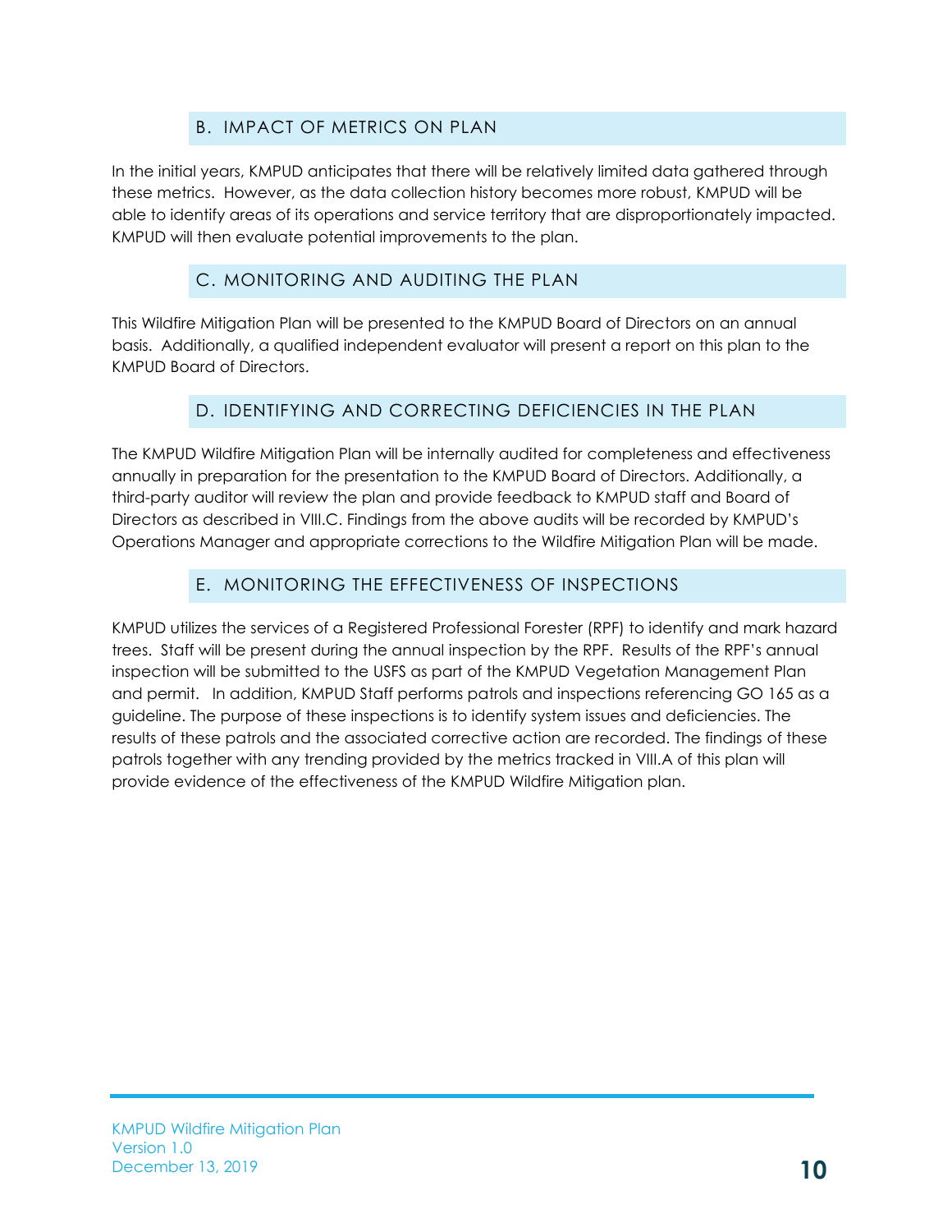## B. IMPACT OF METRICS ON PLAN

In the initial years, KMPUD anticipates that there will be relatively limited data gathered through these metrics. However, as the data collection history becomes more robust, KMPUD will be able to identify areas of its operations and service territory that are disproportionately impacted. KMPUD will then evaluate potential improvements to the plan.

## C. MONITORING AND AUDITING THE PLAN

This Wildfire Mitigation Plan will be presented to the KMPUD Board of Directors on an annual basis. Additionally, a qualified independent evaluator will present a report on this plan to the KMPUD Board of Directors.

## D. IDENTIFYING AND CORRECTING DEFICIENCIES IN THE PLAN

The KMPUD Wildfire Mitigation Plan will be internally audited for completeness and effectiveness annually in preparation for the presentation to the KMPUD Board of Directors. Additionally, a third-party auditor will review the plan and provide feedback to KMPUD staff and Board of Directors as described in VIII.C. Findings from the above audits will be recorded by KMPUD's Operations Manager and appropriate corrections to the Wildfire Mitigation Plan will be made.

## E. MONITORING THE EFFECTIVENESS OF INSPECTIONS

KMPUD utilizes the services of a Registered Professional Forester (RPF) to identify and mark hazard trees. Staff will be present during the annual inspection by the RPF. Results of the RPF's annual inspection will be submitted to the USFS as part of the KMPUD Vegetation Management Plan and permit. In addition, KMPUD Staff performs patrols and inspections referencing GO 165 as a guideline. The purpose of these inspections is to identify system issues and deficiencies. The results of these patrols and the associated corrective action are recorded. The findings of these patrols together with any trending provided by the metrics tracked in VIII.A of this plan will provide evidence of the effectiveness of the KMPUD Wildfire Mitigation plan.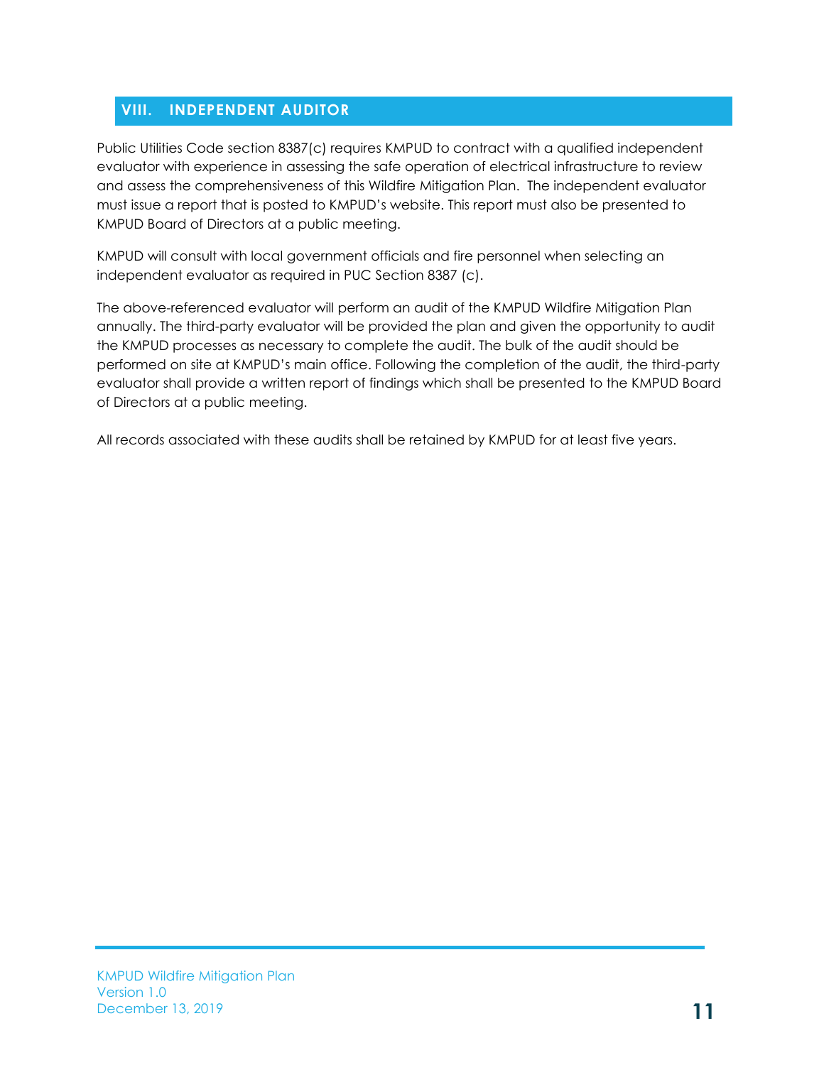## VIII. INDEPENDENT AUDITOR

Public Utilities Code section 8387(c) requires KMPUD to contract with a qualified independent evaluator with experience in assessing the safe operation of electrical infrastructure to review and assess the comprehensiveness of this Wildfire Mitigation Plan. The independent evaluator must issue a report that is posted to KMPUD's website. This report must also be presented to KMPUD Board of Directors at a public meeting.

KMPUD will consult with local government officials and fire personnel when selecting an independent evaluator as required in PUC Section 8387 (c).

The above-referenced evaluator will perform an audit of the KMPUD Wildfire Mitigation Plan annually. The third-party evaluator will be provided the plan and given the opportunity to audit the KMPUD processes as necessary to complete the audit. The bulk of the audit should be performed on site at KMPUD's main office. Following the completion of the audit, the third-party evaluator shall provide a written report of findings which shall be presented to the KMPUD Board of Directors at a public meeting.

All records associated with these audits shall be retained by KMPUD for at least five years.